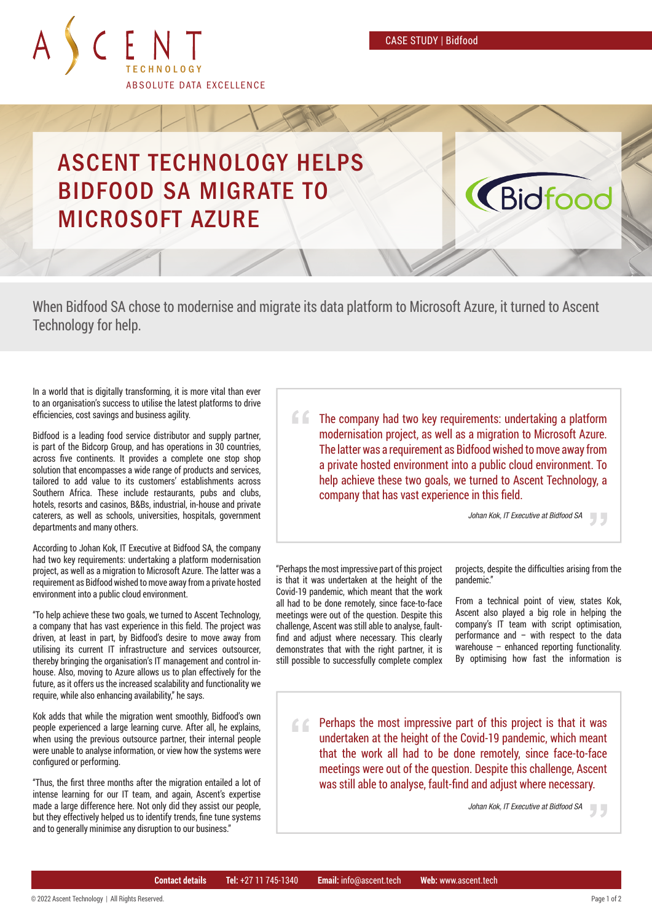# ASCENT TECHNOLOGY HELPS BIDFOOD SA MIGRATE TO MICROSOFT AZURE

CASE STUDY | Bidfood

When Bidfood SA chose to modernise and migrate its data platform to Microsoft Azure, it turned to Ascent Technology for help.

In a world that is digitally transforming, it is more vital than ever to an organisation's success to utilise the latest platforms to drive efficiencies, cost savings and business agility.

Bidfood is a leading food service distributor and supply partner, is part of the Bidcorp Group, and has operations in 30 countries, across five continents. It provides a complete one stop shop solution that encompasses a wide range of products and services, tailored to add value to its customers' establishments across Southern Africa. These include restaurants, pubs and clubs, hotels, resorts and casinos, B&Bs, industrial, in-house and private caterers, as well as schools, universities, hospitals, government departments and many others.

According to Johan Kok, IT Executive at Bidfood SA, the company had two key requirements: undertaking a platform modernisation project, as well as a migration to Microsoft Azure. The latter was a requirement as Bidfood wished to move away from a private hosted environment into a public cloud environment.

"To help achieve these two goals, we turned to Ascent Technology, a company that has vast experience in this field. The project was driven, at least in part, by Bidfood's desire to move away from utilising its current IT infrastructure and services outsourcer, thereby bringing the organisation's IT management and control in-house. Also, moving to Azure allows us to plan effectively for the future, as it offers us the increased scalability and functionality we require, while also enhancing availability," he says.

Kok adds that while the migration went smoothly, Bidfood's own people experienced a large learning curve. After all, he explains, when using the previous outsource partner, their internal people were unable to analyse information, or view how the systems were configured or performing.

"Thus, the first three months after the migration entailed a lot of intense learning for our IT team, and again, Ascent's expertise made a large difference here. Not only did they assist our people, but they effectively helped us to identify trends, fine tune systems and to generally minimise any disruption to our business."

> The company had two key requirements: undertaking a platform modernisation project, as well as a migration to Microsoft Azure. The latter was a requirement as Bidfood wished to move away from a private hosted environment into a public cloud environment. To help achieve these two goals, we turned to Ascent Technology, a company that has vast experience in this field.
>
> *Johan Kok, IT Executive at Bidfood SA*

"Perhaps the most impressive part of this project is that it was undertaken at the height of the Covid-19 pandemic, which meant that the work all had to be done remotely, since face-to-face meetings were out of the question. Despite this challenge, Ascent was still able to analyse, fault-find and adjust where necessary. This clearly demonstrates that with the right partner, it is still possible to successfully complete complex projects, despite the difficulties arising from the pandemic."

From a technical point of view, states Kok, Ascent also played a big role in helping the company's IT team with script optimisation, performance and – with respect to the data warehouse – enhanced reporting functionality. By optimising how fast the information is

> Perhaps the most impressive part of this project is that it was undertaken at the height of the Covid-19 pandemic, which meant that the work all had to be done remotely, since face-to-face meetings were out of the question. Despite this challenge, Ascent was still able to analyse, fault-find and adjust where necessary.
>
> *Johan Kok, IT Executive at Bidfood SA*

**Contact details** **Tel:** +27 11 745-1340 **Email:** info@ascent.tech **Web:** www.ascent.tech

© 2022 Ascent Technology | All Rights Reserved.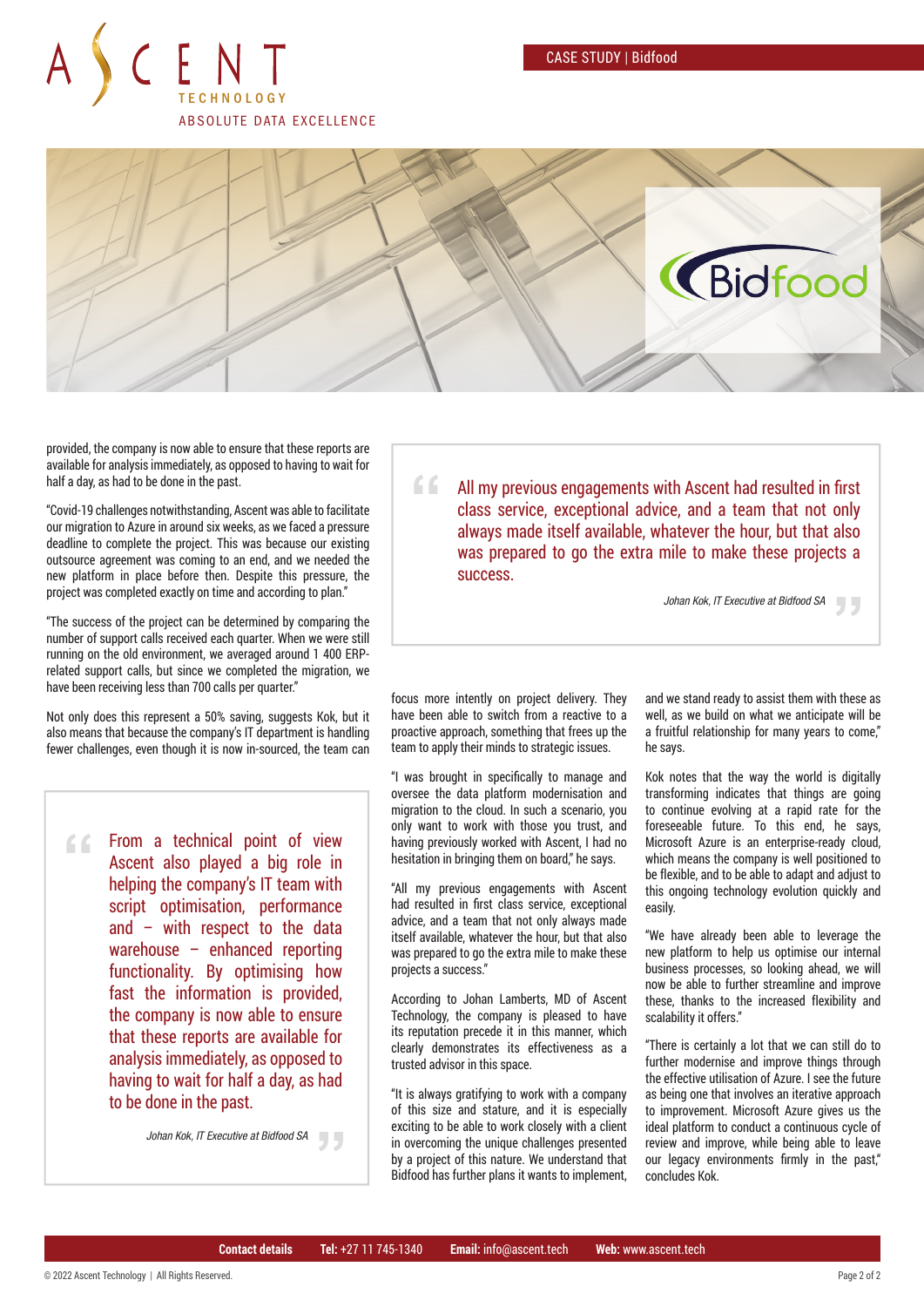provided, the company is now able to ensure that these reports are available for analysis immediately, as opposed to having to wait for half a day, as had to be done in the past.

"Covid-19 challenges notwithstanding, Ascent was able to facilitate our migration to Azure in around six weeks, as we faced a pressure deadline to complete the project. This was because our existing outsource agreement was coming to an end, and we needed the new platform in place before then. Despite this pressure, the project was completed exactly on time and according to plan."

"The success of the project can be determined by comparing the number of support calls received each quarter. When we were still running on the old environment, we averaged around 1 400 ERP-related support calls, but since we completed the migration, we have been receiving less than 700 calls per quarter."

Not only does this represent a 50% saving, suggests Kok, but it also means that because the company's IT department is handling fewer challenges, even though it is now in-sourced, the team can focus more intently on project delivery. They have been able to switch from a reactive to a proactive approach, something that frees up the team to apply their minds to strategic issues.

> From a technical point of view Ascent also played a big role in helping the company's IT team with script optimisation, performance and – with respect to the data warehouse – enhanced reporting functionality. By optimising how fast the information is provided, the company is now able to ensure that these reports are available for analysis immediately, as opposed to having to wait for half a day, as had to be done in the past.
>
> *Johan Kok, IT Executive at Bidfood SA*

> All my previous engagements with Ascent had resulted in first class service, exceptional advice, and a team that not only always made itself available, whatever the hour, but that also was prepared to go the extra mile to make these projects a success.
>
> *Johan Kok, IT Executive at Bidfood SA*

"I was brought in specifically to manage and oversee the data platform modernisation and migration to the cloud. In such a scenario, you only want to work with those you trust, and having previously worked with Ascent, I had no hesitation in bringing them on board," he says.

"All my previous engagements with Ascent had resulted in first class service, exceptional advice, and a team that not only always made itself available, whatever the hour, but that also was prepared to go the extra mile to make these projects a success."

According to Johan Lamberts, MD of Ascent Technology, the company is pleased to have its reputation precede it in this manner, which clearly demonstrates its effectiveness as a trusted advisor in this space.

"It is always gratifying to work with a company of this size and stature, and it is especially exciting to be able to work closely with a client in overcoming the unique challenges presented by a project of this nature. We understand that Bidfood has further plans it wants to implement, and we stand ready to assist them with these as well, as we build on what we anticipate will be a fruitful relationship for many years to come," he says.

Kok notes that the way the world is digitally transforming indicates that things are going to continue evolving at a rapid rate for the foreseeable future. To this end, he says, Microsoft Azure is an enterprise-ready cloud, which means the company is well positioned to be flexible, and to be able to adapt and adjust to this ongoing technology evolution quickly and easily.

"We have already been able to leverage the new platform to help us optimise our internal business processes, so looking ahead, we will now be able to further streamline and improve these, thanks to the increased flexibility and scalability it offers."

"There is certainly a lot that we can still do to further modernise and improve things through the effective utilisation of Azure. I see the future as being one that involves an iterative approach to improvement. Microsoft Azure gives us the ideal platform to conduct a continuous cycle of review and improve, while being able to leave our legacy environments firmly in the past," concludes Kok.

**Contact details** **Tel:** +27 11 745-1340 **Email:** info@ascent.tech **Web:** www.ascent.tech

© 2022 Ascent Technology | All Rights Reserved.